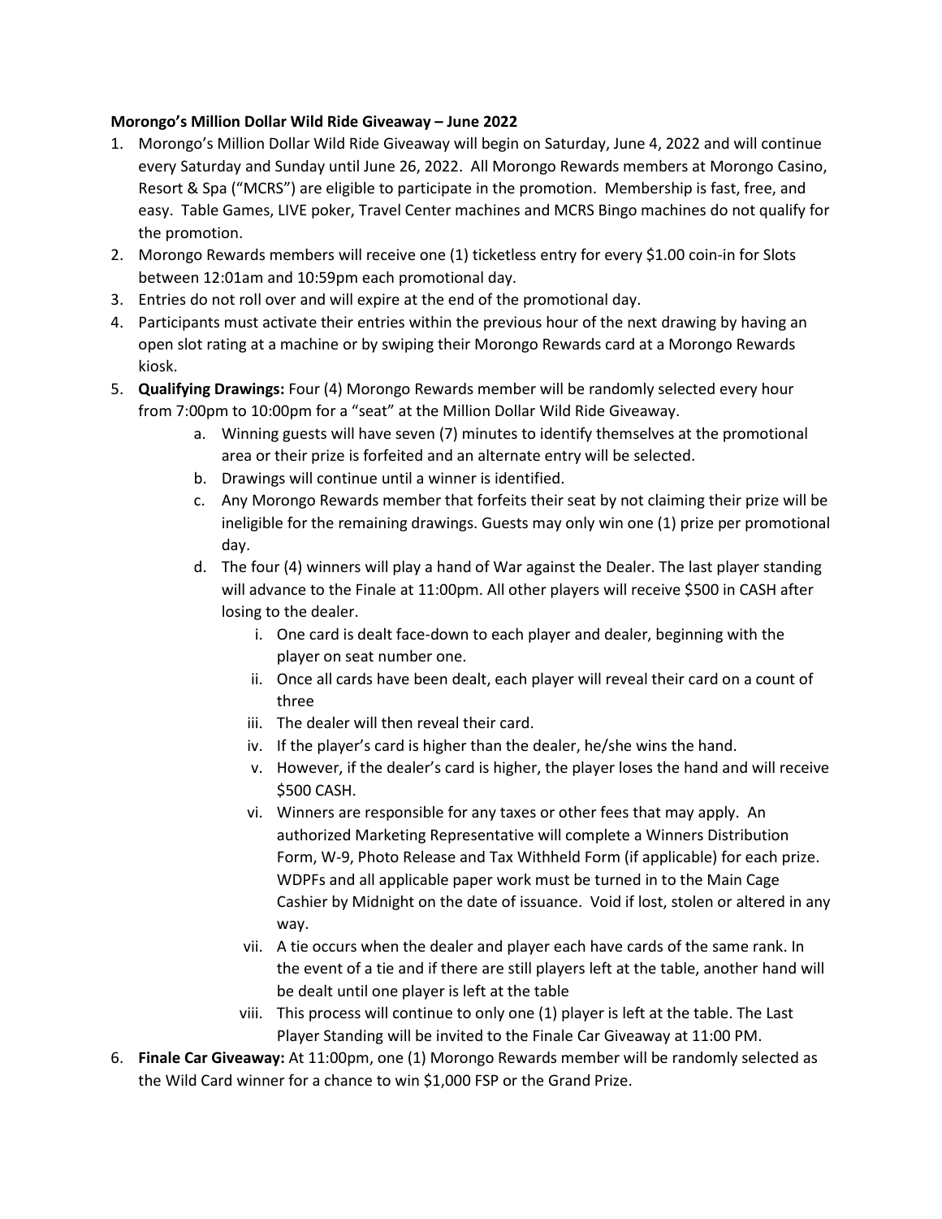**Morongo's Million Dollar Wild Ride Giveaway – June 2022**

1. Morongo's Million Dollar Wild Ride Giveaway will begin on Saturday, June 4, 2022 and will continue every Saturday and Sunday until June 26, 2022. All Morongo Rewards members at Morongo Casino, Resort & Spa ("MCRS") are eligible to participate in the promotion. Membership is fast, free, and easy. Table Games, LIVE poker, Travel Center machines and MCRS Bingo machines do not qualify for the promotion.
2. Morongo Rewards members will receive one (1) ticketless entry for every $1.00 coin-in for Slots between 12:01am and 10:59pm each promotional day.
3. Entries do not roll over and will expire at the end of the promotional day.
4. Participants must activate their entries within the previous hour of the next drawing by having an open slot rating at a machine or by swiping their Morongo Rewards card at a Morongo Rewards kiosk.
5. **Qualifying Drawings:** Four (4) Morongo Rewards member will be randomly selected every hour from 7:00pm to 10:00pm for a "seat" at the Million Dollar Wild Ride Giveaway.
    a. Winning guests will have seven (7) minutes to identify themselves at the promotional area or their prize is forfeited and an alternate entry will be selected.
    b. Drawings will continue until a winner is identified.
    c. Any Morongo Rewards member that forfeits their seat by not claiming their prize will be ineligible for the remaining drawings. Guests may only win one (1) prize per promotional day.
    d. The four (4) winners will play a hand of War against the Dealer. The last player standing will advance to the Finale at 11:00pm. All other players will receive $500 in CASH after losing to the dealer.
        i. One card is dealt face-down to each player and dealer, beginning with the player on seat number one.
        ii. Once all cards have been dealt, each player will reveal their card on a count of three
        iii. The dealer will then reveal their card.
        iv. If the player's card is higher than the dealer, he/she wins the hand.
        v. However, if the dealer's card is higher, the player loses the hand and will receive $500 CASH.
        vi. Winners are responsible for any taxes or other fees that may apply. An authorized Marketing Representative will complete a Winners Distribution Form, W-9, Photo Release and Tax Withheld Form (if applicable) for each prize. WDPFs and all applicable paper work must be turned in to the Main Cage Cashier by Midnight on the date of issuance. Void if lost, stolen or altered in any way.
        vii. A tie occurs when the dealer and player each have cards of the same rank. In the event of a tie and if there are still players left at the table, another hand will be dealt until one player is left at the table
        viii. This process will continue to only one (1) player is left at the table. The Last Player Standing will be invited to the Finale Car Giveaway at 11:00 PM.
6. **Finale Car Giveaway:** At 11:00pm, one (1) Morongo Rewards member will be randomly selected as the Wild Card winner for a chance to win $1,000 FSP or the Grand Prize.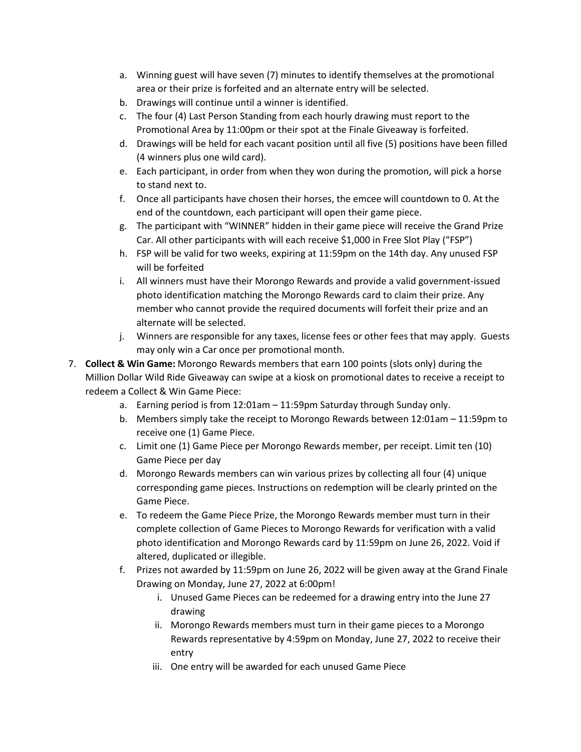a. Winning guest will have seven (7) minutes to identify themselves at the promotional area or their prize is forfeited and an alternate entry will be selected.
b. Drawings will continue until a winner is identified.
c. The four (4) Last Person Standing from each hourly drawing must report to the Promotional Area by 11:00pm or their spot at the Finale Giveaway is forfeited.
d. Drawings will be held for each vacant position until all five (5) positions have been filled (4 winners plus one wild card).
e. Each participant, in order from when they won during the promotion, will pick a horse to stand next to.
f. Once all participants have chosen their horses, the emcee will countdown to 0. At the end of the countdown, each participant will open their game piece.
g. The participant with "WINNER" hidden in their game piece will receive the Grand Prize Car. All other participants with will each receive $1,000 in Free Slot Play ("FSP")
h. FSP will be valid for two weeks, expiring at 11:59pm on the 14th day. Any unused FSP will be forfeited
i. All winners must have their Morongo Rewards and provide a valid government-issued photo identification matching the Morongo Rewards card to claim their prize. Any member who cannot provide the required documents will forfeit their prize and an alternate will be selected.
j. Winners are responsible for any taxes, license fees or other fees that may apply. Guests may only win a Car once per promotional month.

7. **Collect & Win Game:** Morongo Rewards members that earn 100 points (slots only) during the Million Dollar Wild Ride Giveaway can swipe at a kiosk on promotional dates to receive a receipt to redeem a Collect & Win Game Piece:
   a. Earning period is from 12:01am – 11:59pm Saturday through Sunday only.
   b. Members simply take the receipt to Morongo Rewards between 12:01am – 11:59pm to receive one (1) Game Piece.
   c. Limit one (1) Game Piece per Morongo Rewards member, per receipt. Limit ten (10) Game Piece per day
   d. Morongo Rewards members can win various prizes by collecting all four (4) unique corresponding game pieces. Instructions on redemption will be clearly printed on the Game Piece.
   e. To redeem the Game Piece Prize, the Morongo Rewards member must turn in their complete collection of Game Pieces to Morongo Rewards for verification with a valid photo identification and Morongo Rewards card by 11:59pm on June 26, 2022. Void if altered, duplicated or illegible.
   f. Prizes not awarded by 11:59pm on June 26, 2022 will be given away at the Grand Finale Drawing on Monday, June 27, 2022 at 6:00pm!
      i. Unused Game Pieces can be redeemed for a drawing entry into the June 27 drawing
      ii. Morongo Rewards members must turn in their game pieces to a Morongo Rewards representative by 4:59pm on Monday, June 27, 2022 to receive their entry
      iii. One entry will be awarded for each unused Game Piece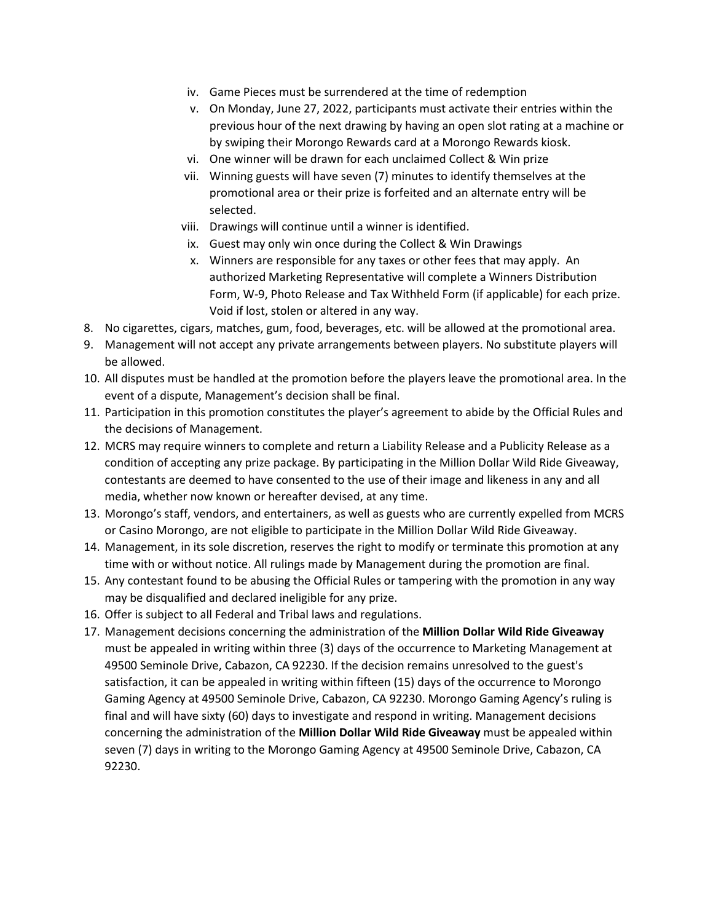iv. Game Pieces must be surrendered at the time of redemption
    v. On Monday, June 27, 2022, participants must activate their entries within the previous hour of the next drawing by having an open slot rating at a machine or by swiping their Morongo Rewards card at a Morongo Rewards kiosk.
    vi. One winner will be drawn for each unclaimed Collect & Win prize
    vii. Winning guests will have seven (7) minutes to identify themselves at the promotional area or their prize is forfeited and an alternate entry will be selected.
    viii. Drawings will continue until a winner is identified.
    ix. Guest may only win once during the Collect & Win Drawings
    x. Winners are responsible for any taxes or other fees that may apply. An authorized Marketing Representative will complete a Winners Distribution Form, W-9, Photo Release and Tax Withheld Form (if applicable) for each prize. Void if lost, stolen or altered in any way.

8. No cigarettes, cigars, matches, gum, food, beverages, etc. will be allowed at the promotional area.
9. Management will not accept any private arrangements between players. No substitute players will be allowed.
10. All disputes must be handled at the promotion before the players leave the promotional area. In the event of a dispute, Management's decision shall be final.
11. Participation in this promotion constitutes the player's agreement to abide by the Official Rules and the decisions of Management.
12. MCRS may require winners to complete and return a Liability Release and a Publicity Release as a condition of accepting any prize package. By participating in the Million Dollar Wild Ride Giveaway, contestants are deemed to have consented to the use of their image and likeness in any and all media, whether now known or hereafter devised, at any time.
13. Morongo's staff, vendors, and entertainers, as well as guests who are currently expelled from MCRS or Casino Morongo, are not eligible to participate in the Million Dollar Wild Ride Giveaway.
14. Management, in its sole discretion, reserves the right to modify or terminate this promotion at any time with or without notice. All rulings made by Management during the promotion are final.
15. Any contestant found to be abusing the Official Rules or tampering with the promotion in any way may be disqualified and declared ineligible for any prize.
16. Offer is subject to all Federal and Tribal laws and regulations.
17. Management decisions concerning the administration of the **Million Dollar Wild Ride Giveaway** must be appealed in writing within three (3) days of the occurrence to Marketing Management at 49500 Seminole Drive, Cabazon, CA 92230. If the decision remains unresolved to the guest's satisfaction, it can be appealed in writing within fifteen (15) days of the occurrence to Morongo Gaming Agency at 49500 Seminole Drive, Cabazon, CA 92230. Morongo Gaming Agency's ruling is final and will have sixty (60) days to investigate and respond in writing. Management decisions concerning the administration of the **Million Dollar Wild Ride Giveaway** must be appealed within seven (7) days in writing to the Morongo Gaming Agency at 49500 Seminole Drive, Cabazon, CA 92230.